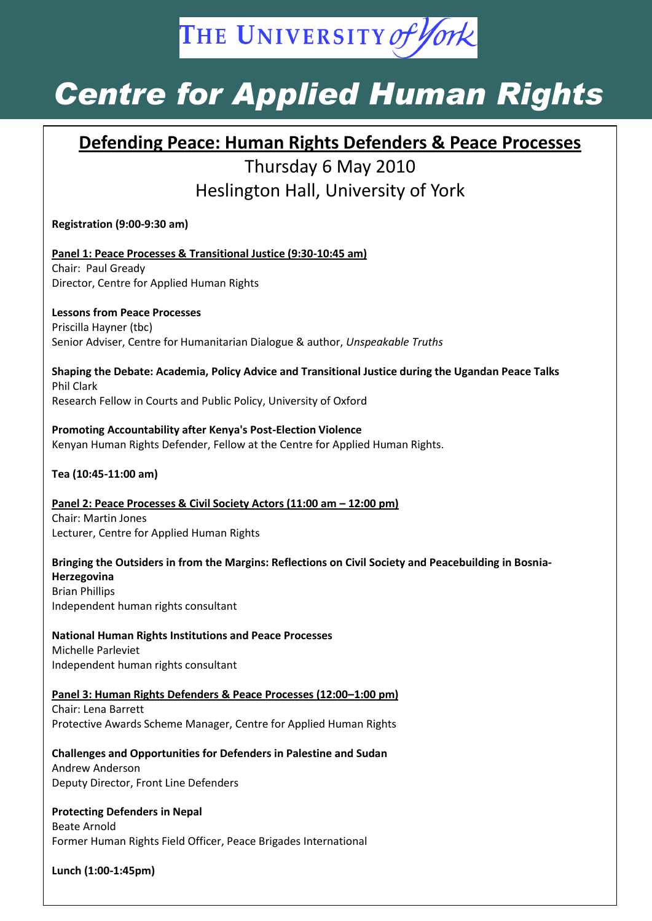THE UNIVERSITY of York

# Centre for Applied Human Rights

## Defending Peace: Human Rights Defenders & Peace Processes

Thursday 6 May 2010

Heslington Hall, University of York

**Registration (9:00-9:30 am)**

**Panel 1: Peace Processes & Transitional Justice (9:30-10:45 am)**
Chair: Paul Gready
Director, Centre for Applied Human Rights

**Lessons from Peace Processes**
Priscilla Hayner (tbc)
Senior Adviser, Centre for Humanitarian Dialogue & author, *Unspeakable Truths*

**Shaping the Debate: Academia, Policy Advice and Transitional Justice during the Ugandan Peace Talks**
Phil Clark
Research Fellow in Courts and Public Policy, University of Oxford

**Promoting Accountability after Kenya's Post-Election Violence**
Kenyan Human Rights Defender, Fellow at the Centre for Applied Human Rights.

**Tea (10:45-11:00 am)**

**Panel 2: Peace Processes & Civil Society Actors (11:00 am – 12:00 pm)**
Chair: Martin Jones
Lecturer, Centre for Applied Human Rights

**Bringing the Outsiders in from the Margins: Reflections on Civil Society and Peacebuilding in Bosnia-Herzegovina**
Brian Phillips
Independent human rights consultant

**National Human Rights Institutions and Peace Processes**
Michelle Parleviet
Independent human rights consultant

**Panel 3: Human Rights Defenders & Peace Processes (12:00–1:00 pm)**
Chair: Lena Barrett
Protective Awards Scheme Manager, Centre for Applied Human Rights

**Challenges and Opportunities for Defenders in Palestine and Sudan**
Andrew Anderson
Deputy Director, Front Line Defenders

**Protecting Defenders in Nepal**
Beate Arnold
Former Human Rights Field Officer, Peace Brigades International

**Lunch (1:00-1:45pm)**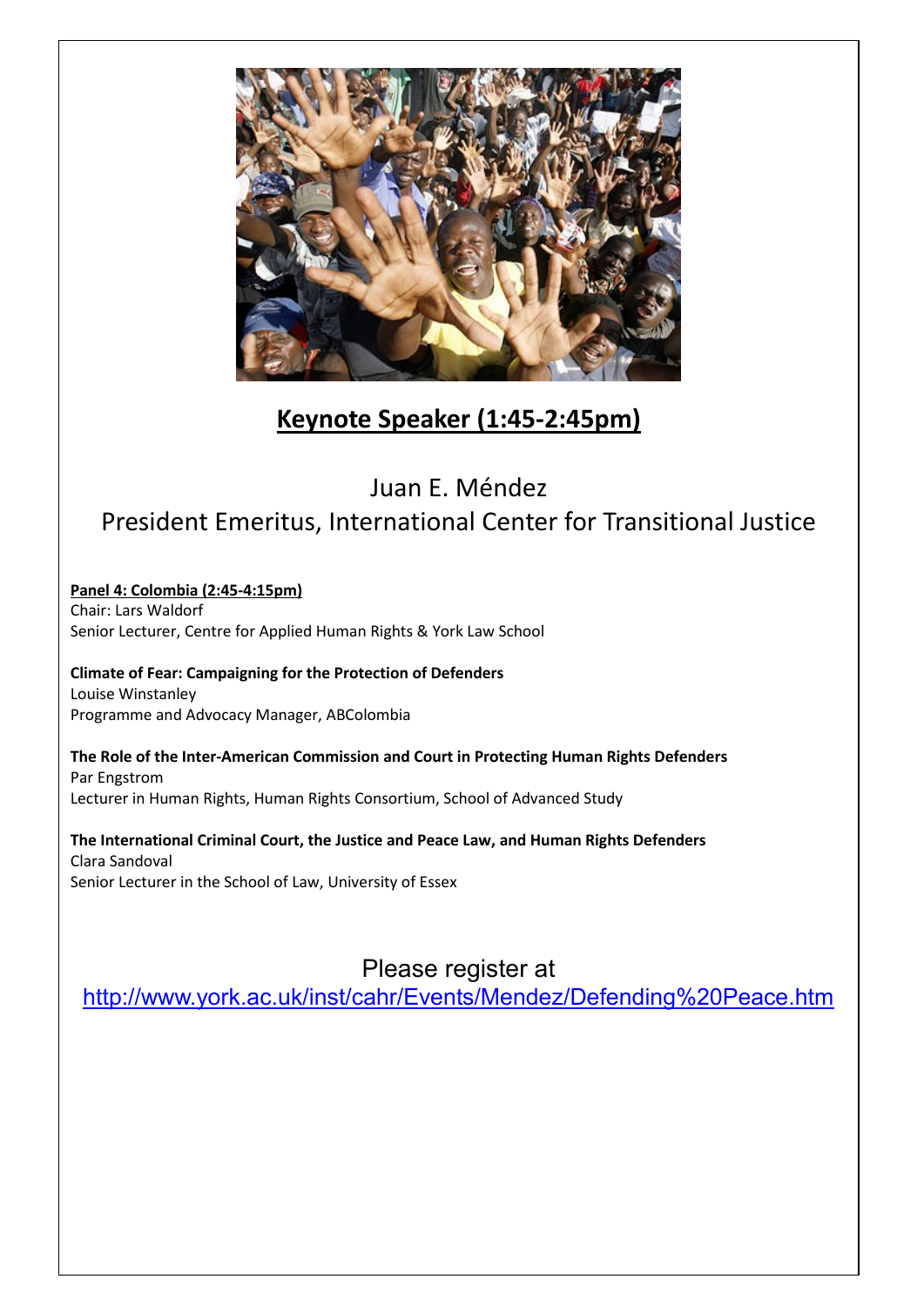## Keynote Speaker (1:45-2:45pm)

Juan E. Méndez
President Emeritus, International Center for Transitional Justice

**Panel 4: Colombia (2:45-4:15pm)**
Chair: Lars Waldorf
Senior Lecturer, Centre for Applied Human Rights & York Law School

**Climate of Fear: Campaigning for the Protection of Defenders**
Louise Winstanley
Programme and Advocacy Manager, ABColombia

**The Role of the Inter-American Commission and Court in Protecting Human Rights Defenders**
Par Engstrom
Lecturer in Human Rights, Human Rights Consortium, School of Advanced Study

**The International Criminal Court, the Justice and Peace Law, and Human Rights Defenders**
Clara Sandoval
Senior Lecturer in the School of Law, University of Essex

Please register at
http://www.york.ac.uk/inst/cahr/Events/Mendez/Defending%20Peace.htm